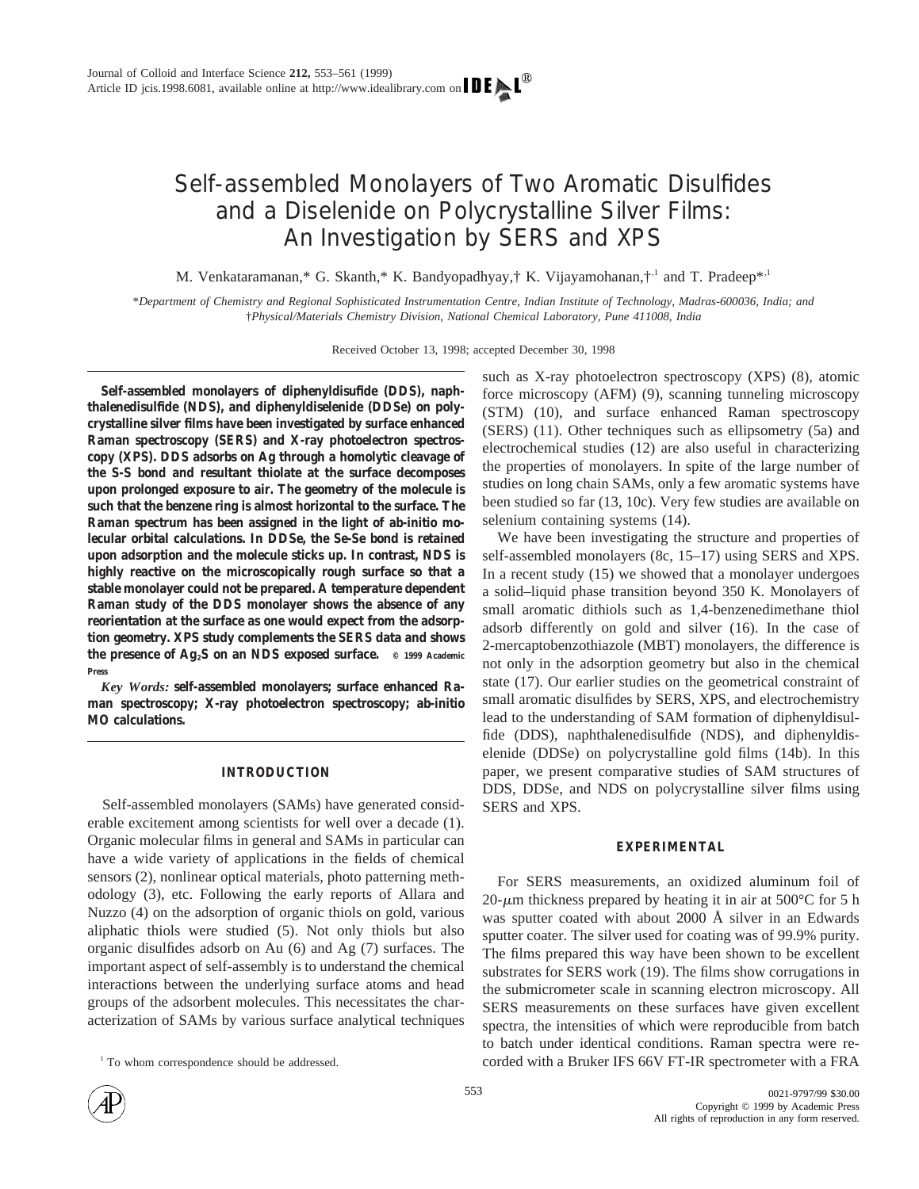# Self-assembled Monolayers of Two Aromatic Disulfides and a Diselenide on Polycrystalline Silver Films: An Investigation by SERS and XPS

M. Venkataramanan,* G. Skanth,* K. Bandyopadhyay,† K. Vijayamohanan,†[1] and T. Pradeep*[1]

*Department of Chemistry and Regional Sophisticated Instrumentation Centre, Indian Institute of Technology, Madras-600036, India; and †Physical/Materials Chemistry Division, National Chemical Laboratory, Pune 411008, India*

Received October 13, 1998; accepted December 30, 1998

**Self-assembled monolayers of diphenyldisufide (DDS), naphthalenedisulfide (NDS), and diphenyldiselenide (DDSe) on polycrystalline silver films have been investigated by surface enhanced Raman spectroscopy (SERS) and X-ray photoelectron spectroscopy (XPS). DDS adsorbs on Ag through a homolytic cleavage of the S-S bond and resultant thiolate at the surface decomposes upon prolonged exposure to air. The geometry of the molecule is such that the benzene ring is almost horizontal to the surface. The Raman spectrum has been assigned in the light of ab-initio molecular orbital calculations. In DDSe, the Se-Se bond is retained upon adsorption and the molecule sticks up. In contrast, NDS is highly reactive on the microscopically rough surface so that a stable monolayer could not be prepared. A temperature dependent Raman study of the DDS monolayer shows the absence of any reorientation at the surface as one would expect from the adsorption geometry. XPS study complements the SERS data and shows the presence of $Ag_2S$ on an NDS exposed surface.** © 1999 Academic Press

*Key Words:* **self-assembled monolayers; surface enhanced Raman spectroscopy; X-ray photoelectron spectroscopy; ab-initio MO calculations.**

## INTRODUCTION

Self-assembled monolayers (SAMs) have generated considerable excitement among scientists for well over a decade (1). Organic molecular films in general and SAMs in particular can have a wide variety of applications in the fields of chemical sensors (2), nonlinear optical materials, photo patterning methodology (3), etc. Following the early reports of Allara and Nuzzo (4) on the adsorption of organic thiols on gold, various aliphatic thiols were studied (5). Not only thiols but also organic disulfides adsorb on Au (6) and Ag (7) surfaces. The important aspect of self-assembly is to understand the chemical interactions between the underlying surface atoms and head groups of the adsorbent molecules. This necessitates the characterization of SAMs by various surface analytical techniques such as X-ray photoelectron spectroscopy (XPS) (8), atomic force microscopy (AFM) (9), scanning tunneling microscopy (STM) (10), and surface enhanced Raman spectroscopy (SERS) (11). Other techniques such as ellipsometry (5a) and electrochemical studies (12) are also useful in characterizing the properties of monolayers. In spite of the large number of studies on long chain SAMs, only a few aromatic systems have been studied so far (13, 10c). Very few studies are available on selenium containing systems (14).

We have been investigating the structure and properties of self-assembled monolayers (8c, 15–17) using SERS and XPS. In a recent study (15) we showed that a monolayer undergoes a solid–liquid phase transition beyond 350 K. Monolayers of small aromatic dithiols such as 1,4-benzenedimethane thiol adsorb differently on gold and silver (16). In the case of 2-mercaptobenzothiazole (MBT) monolayers, the difference is not only in the adsorption geometry but also in the chemical state (17). Our earlier studies on the geometrical constraint of small aromatic disulfides by SERS, XPS, and electrochemistry lead to the understanding of SAM formation of diphenyldisulfide (DDS), naphthalenedisulfide (NDS), and diphenyldiselenide (DDSe) on polycrystalline gold films (14b). In this paper, we present comparative studies of SAM structures of DDS, DDSe, and NDS on polycrystalline silver films using SERS and XPS.

## EXPERIMENTAL

For SERS measurements, an oxidized aluminum foil of 20-$\mu$m thickness prepared by heating it in air at 500°C for 5 h was sputter coated with about 2000 Å silver in an Edwards sputter coater. The silver used for coating was of 99.9% purity. The films prepared this way have been shown to be excellent substrates for SERS work (19). The films show corrugations in the submicrometer scale in scanning electron microscopy. All SERS measurements on these surfaces have given excellent spectra, the intensities of which were reproducible from batch to batch under identical conditions. Raman spectra were recorded with a Bruker IFS 66V FT-IR spectrometer with a FRA

[1] To whom correspondence should be addressed.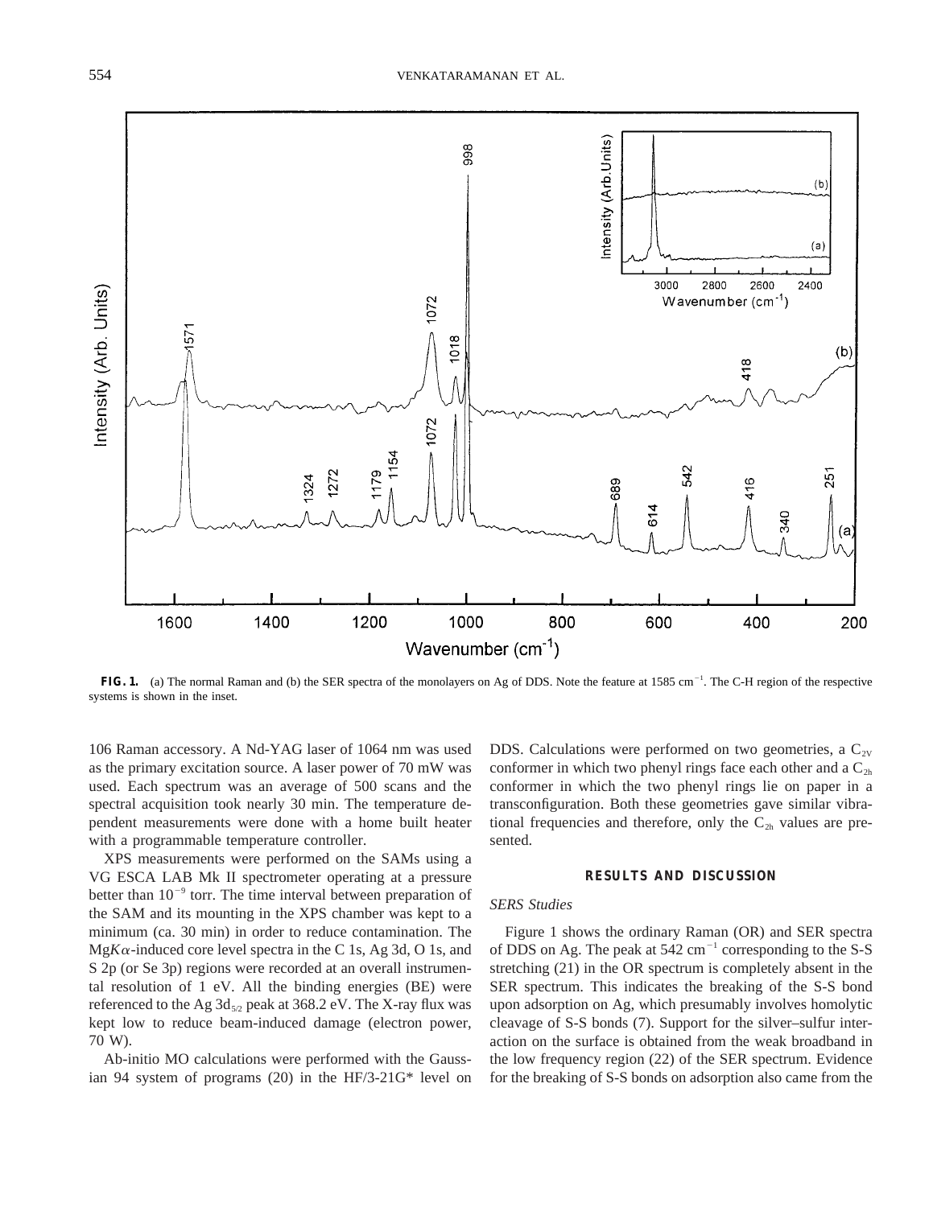**FIG. 1.** (a) The normal Raman and (b) the SER spectra of the monolayers on Ag of DDS. Note the feature at 1585 $cm^{-1}$. The C-H region of the respective systems is shown in the inset.

106 Raman accessory. A Nd-YAG laser of 1064 nm was used as the primary excitation source. A laser power of 70 mW was used. Each spectrum was an average of 500 scans and the spectral acquisition took nearly 30 min. The temperature dependent measurements were done with a home built heater with a programmable temperature controller.

XPS measurements were performed on the SAMs using a VG ESCA LAB Mk II spectrometer operating at a pressure better than $10^{-9}$ torr. The time interval between preparation of the SAM and its mounting in the XPS chamber was kept to a minimum (ca. 30 min) in order to reduce contamination. The Mg$K\alpha$-induced core level spectra in the C 1s, Ag 3d, O 1s, and S 2p (or Se 3p) regions were recorded at an overall instrumental resolution of 1 eV. All the binding energies (BE) were referenced to the Ag $3d_{5/2}$ peak at 368.2 eV. The X-ray flux was kept low to reduce beam-induced damage (electron power, 70 W).

Ab-initio MO calculations were performed with the Gaussian 94 system of programs (20) in the HF/3-21G* level on DDS. Calculations were performed on two geometries, a $C_{2V}$ conformer in which two phenyl rings face each other and a $C_{2h}$ conformer in which the two phenyl rings lie on paper in a transconfiguration. Both these geometries gave similar vibrational frequencies and therefore, only the $C_{2h}$ values are presented.

## RESULTS AND DISCUSSION

### *SERS Studies*

Figure 1 shows the ordinary Raman (OR) and SER spectra of DDS on Ag. The peak at 542 $cm^{-1}$ corresponding to the S-S stretching (21) in the OR spectrum is completely absent in the SER spectrum. This indicates the breaking of the S-S bond upon adsorption on Ag, which presumably involves homolytic cleavage of S-S bonds (7). Support for the silver–sulfur interaction on the surface is obtained from the weak broadband in the low frequency region (22) of the SER spectrum. Evidence for the breaking of S-S bonds on adsorption also came from the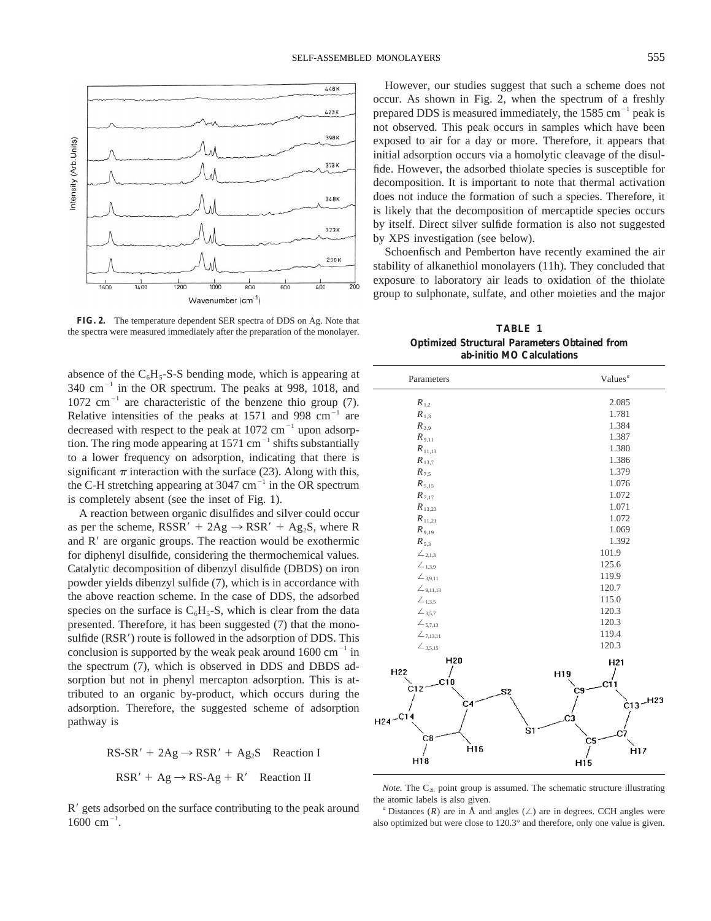FIG. 2. The temperature dependent SER spectra of DDS on Ag. Note that the spectra were measured immediately after the preparation of the monolayer.

absence of the $C_6H_5$-S-S bending mode, which is appearing at 340 $cm^{-1}$ in the OR spectrum. The peaks at 998, 1018, and 1072 $cm^{-1}$ are characteristic of the benzene thio group (7). Relative intensities of the peaks at 1571 and 998 $cm^{-1}$ are decreased with respect to the peak at 1072 $cm^{-1}$ upon adsorption. The ring mode appearing at 1571 $cm^{-1}$ shifts substantially to a lower frequency on adsorption, indicating that there is significant $\pi$ interaction with the surface (23). Along with this, the C-H stretching appearing at 3047 $cm^{-1}$ in the OR spectrum is completely absent (see the inset of Fig. 1).

A reaction between organic disulfides and silver could occur as per the scheme, $RSSR' + 2Ag \rightarrow RSR' + Ag_2S$, where R and R′ are organic groups. The reaction would be exothermic for diphenyl disulfide, considering the thermochemical values. Catalytic decomposition of dibenzyl disulfide (DBDS) on iron powder yields dibenzyl sulfide (7), which is in accordance with the above reaction scheme. In the case of DDS, the adsorbed species on the surface is $C_6H_5$-S, which is clear from the data presented. Therefore, it has been suggested (7) that the monosulfide (RSR′) route is followed in the adsorption of DDS. This conclusion is supported by the weak peak around 1600 $cm^{-1}$ in the spectrum (7), which is observed in DDS and DBDS adsorption but not in phenyl mercapton adsorption. This is attributed to an organic by-product, which occurs during the adsorption. Therefore, the suggested scheme of adsorption pathway is

$$\text{RS-SR}' + 2\text{Ag} \rightarrow \text{RSR}' + \text{Ag}_2\text{S} \quad \text{Reaction I}$$

$$\text{RSR}' + \text{Ag} \rightarrow \text{RS-Ag} + \text{R}' \quad \text{Reaction II}$$

R′ gets adsorbed on the surface contributing to the peak around 1600 $cm^{-1}$.

However, our studies suggest that such a scheme does not occur. As shown in Fig. 2, when the spectrum of a freshly prepared DDS is measured immediately, the 1585 $cm^{-1}$ peak is not observed. This peak occurs in samples which have been exposed to air for a day or more. Therefore, it appears that initial adsorption occurs via a homolytic cleavage of the disulfide. However, the adsorbed thiolate species is susceptible for decomposition. It is important to note that thermal activation does not induce the formation of such a species. Therefore, it is likely that the decomposition of mercaptide species occurs by itself. Direct silver sulfide formation is also not suggested by XPS investigation (see below).

Schoenfisch and Pemberton have recently examined the air stability of alkanethiol monolayers (11h). They concluded that exposure to laboratory air leads to oxidation of the thiolate group to sulphonate, sulfate, and other moieties and the major

**TABLE 1**
**Optimized Structural Parameters Obtained from ab-initio MO Calculations**

| Parameters | Values[a] |
|---|---|
| $R_{1,2}$ | 2.085 |
| $R_{1,3}$ | 1.781 |
| $R_{3,9}$ | 1.384 |
| $R_{9,11}$ | 1.387 |
| $R_{11,13}$ | 1.380 |
| $R_{13,7}$ | 1.386 |
| $R_{7,5}$ | 1.379 |
| $R_{5,15}$ | 1.076 |
| $R_{7,17}$ | 1.072 |
| $R_{13,23}$ | 1.071 |
| $R_{11,21}$ | 1.072 |
| $R_{9,19}$ | 1.069 |
| $R_{5,3}$ | 1.392 |
| $\angle_{2,1,3}$ | 101.9 |
| $\angle_{1,3,9}$ | 125.6 |
| $\angle_{3,9,11}$ | 119.9 |
| $\angle_{9,11,13}$ | 120.7 |
| $\angle_{1,3,5}$ | 115.0 |
| $\angle_{3,5,7}$ | 120.3 |
| $\angle_{5,7,13}$ | 120.3 |
| $\angle_{7,13,11}$ | 119.4 |
| $\angle_{3,5,15}$ | 120.3 |

*Note.* The $C_{2h}$ point group is assumed. The schematic structure illustrating the atomic labels is also given.

[a] Distances ($R$) are in Å and angles ($\angle$) are in degrees. CCH angles were also optimized but were close to 120.3° and therefore, only one value is given.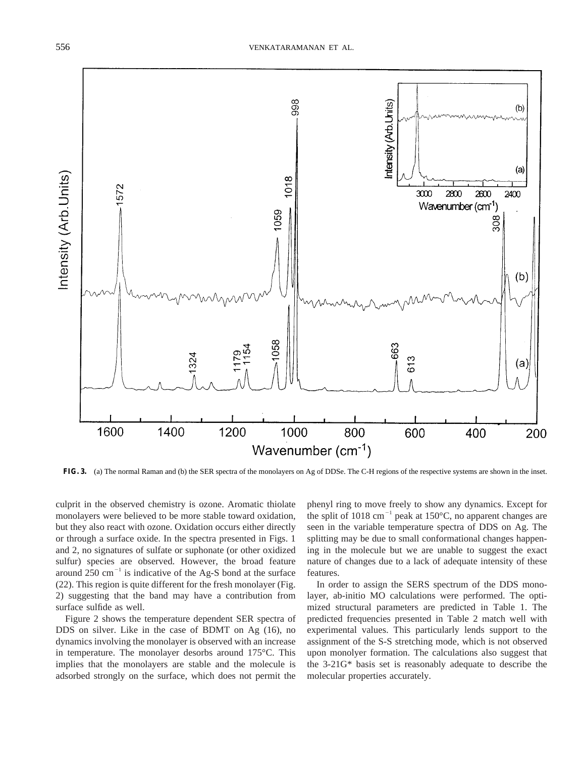**FIG. 3.** (a) The normal Raman and (b) the SER spectra of the monolayers on Ag of DDSe. The C-H regions of the respective systems are shown in the inset.

culprit in the observed chemistry is ozone. Aromatic thiolate monolayers were believed to be more stable toward oxidation, but they also react with ozone. Oxidation occurs either directly or through a surface oxide. In the spectra presented in Figs. 1 and 2, no signatures of sulfate or suphonate (or other oxidized sulfur) species are observed. However, the broad feature around 250 $cm^{-1}$ is indicative of the Ag-S bond at the surface (22). This region is quite different for the fresh monolayer (Fig. 2) suggesting that the band may have a contribution from surface sulfide as well.

Figure 2 shows the temperature dependent SER spectra of DDS on silver. Like in the case of BDMT on Ag (16), no dynamics involving the monolayer is observed with an increase in temperature. The monolayer desorbs around 175°C. This implies that the monolayers are stable and the molecule is adsorbed strongly on the surface, which does not permit the phenyl ring to move freely to show any dynamics. Except for the split of 1018 $cm^{-1}$ peak at 150°C, no apparent changes are seen in the variable temperature spectra of DDS on Ag. The splitting may be due to small conformational changes happening in the molecule but we are unable to suggest the exact nature of changes due to a lack of adequate intensity of these features.

In order to assign the SERS spectrum of the DDS monolayer, ab-initio MO calculations were performed. The optimized structural parameters are predicted in Table 1. The predicted frequencies presented in Table 2 match well with experimental values. This particularly lends support to the assignment of the S-S stretching mode, which is not observed upon monolyer formation. The calculations also suggest that the 3-21G* basis set is reasonably adequate to describe the molecular properties accurately.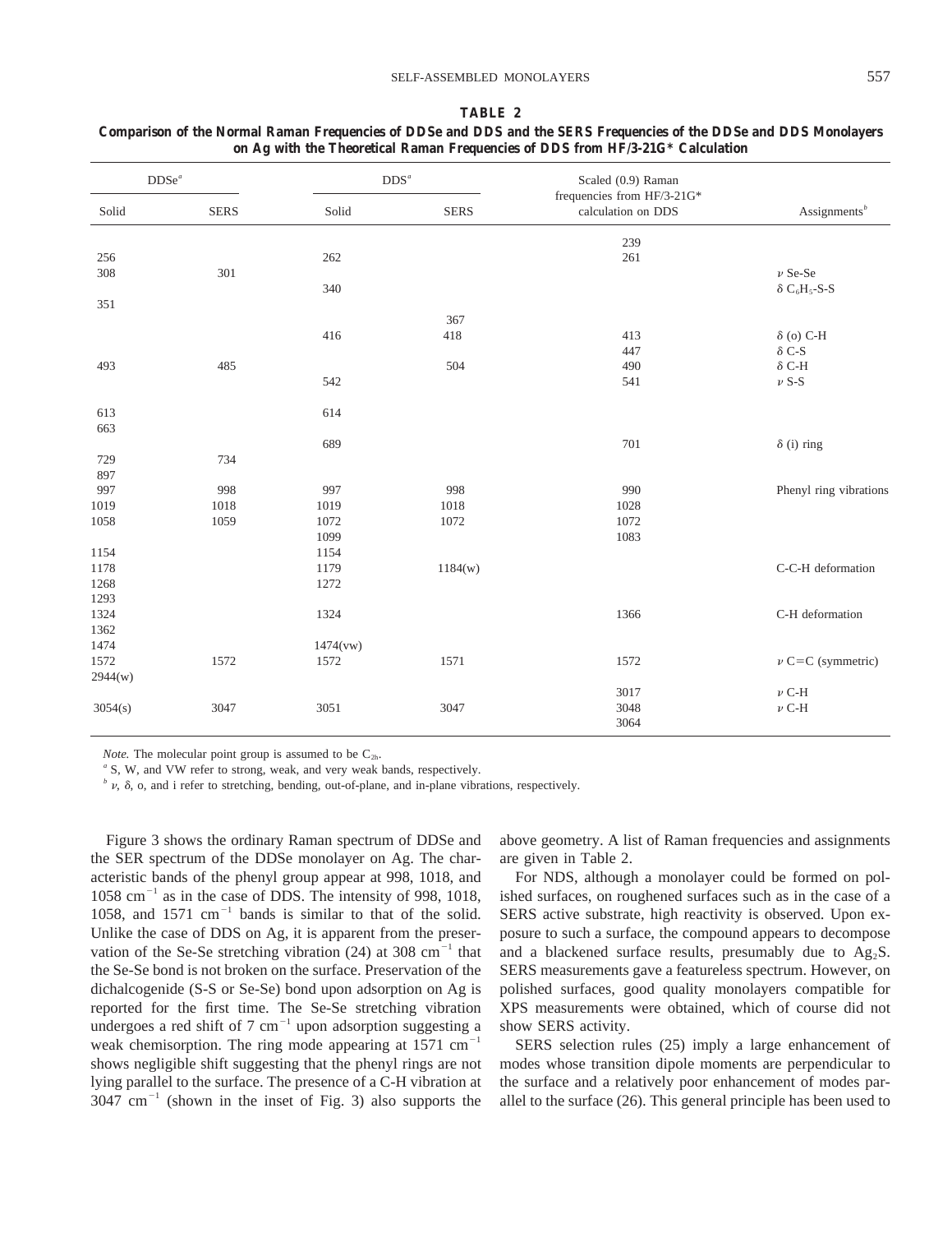**TABLE 2**

**Comparison of the Normal Raman Frequencies of DDSe and DDS and the SERS Frequencies of the DDSe and DDS Monolayers on Ag with the Theoretical Raman Frequencies of DDS from HF/3-21G* Calculation**

| DDSe[a] | | DDS[a] | | Scaled (0.9) Raman frequencies from HF/3-21G* calculation on DDS | Assignments[b] |
|---|---|---|---|---|---|
| Solid | SERS | Solid | SERS | | |
| | | | | 239 | |
| 256 | | 262 | | 261 | |
| 308 | 301 | | | | $\nu$ Se-Se |
| | | 340 | | | $\delta$ $C_6H_5$-S-S |
| 351 | | | | | |
| | | | 367 | | |
| | | 416 | 418 | 413 | $\delta$ (o) C-H |
| | | | | 447 | $\delta$ C-S |
| 493 | 485 | | 504 | 490 | $\delta$ C-H |
| | | 542 | | 541 | $\nu$ S-S |
| 613 | | 614 | | | |
| 663 | | | | | |
| | | 689 | | 701 | $\delta$ (i) ring |
| 729 | 734 | | | | |
| 897 | | | | | |
| 997 | 998 | 997 | 998 | 990 | Phenyl ring vibrations |
| 1019 | 1018 | 1019 | 1018 | 1028 | |
| 1058 | 1059 | 1072 | 1072 | 1072 | |
| | | 1099 | | 1083 | |
| 1154 | | 1154 | | | |
| 1178 | | 1179 | 1184(w) | | C-C-H deformation |
| 1268 | | 1272 | | | |
| 1293 | | | | | |
| 1324 | | 1324 | | 1366 | C-H deformation |
| 1362 | | | | | |
| 1474 | | 1474(vw) | | | |
| 1572 | 1572 | 1572 | 1571 | 1572 | $\nu$ C=C (symmetric) |
| 2944(w) | | | | | |
| | | | | 3017 | $\nu$ C-H |
| 3054(s) | 3047 | 3051 | 3047 | 3048 | $\nu$ C-H |
| | | | | 3064 | |

*Note.* The molecular point group is assumed to be $C_{2h}$.

[a] S, W, and VW refer to strong, weak, and very weak bands, respectively.

[b] $\nu$, $\delta$, o, and i refer to stretching, bending, out-of-plane, and in-plane vibrations, respectively.

Figure 3 shows the ordinary Raman spectrum of DDSe and the SER spectrum of the DDSe monolayer on Ag. The characteristic bands of the phenyl group appear at 998, 1018, and 1058 $cm^{-1}$ as in the case of DDS. The intensity of 998, 1018, 1058, and 1571 $cm^{-1}$ bands is similar to that of the solid. Unlike the case of DDS on Ag, it is apparent from the preservation of the Se-Se stretching vibration (24) at 308 $cm^{-1}$ that the Se-Se bond is not broken on the surface. Preservation of the dichalcogenide (S-S or Se-Se) bond upon adsorption on Ag is reported for the first time. The Se-Se stretching vibration undergoes a red shift of 7 $cm^{-1}$ upon adsorption suggesting a weak chemisorption. The ring mode appearing at 1571 $cm^{-1}$ shows negligible shift suggesting that the phenyl rings are not lying parallel to the surface. The presence of a C-H vibration at 3047 $cm^{-1}$ (shown in the inset of Fig. 3) also supports the above geometry. A list of Raman frequencies and assignments are given in Table 2.

For NDS, although a monolayer could be formed on polished surfaces, on roughened surfaces such as in the case of a SERS active substrate, high reactivity is observed. Upon exposure to such a surface, the compound appears to decompose and a blackened surface results, presumably due to $Ag_2S$. SERS measurements gave a featureless spectrum. However, on polished surfaces, good quality monolayers compatible for XPS measurements were obtained, which of course did not show SERS activity.

SERS selection rules (25) imply a large enhancement of modes whose transition dipole moments are perpendicular to the surface and a relatively poor enhancement of modes parallel to the surface (26). This general principle has been used to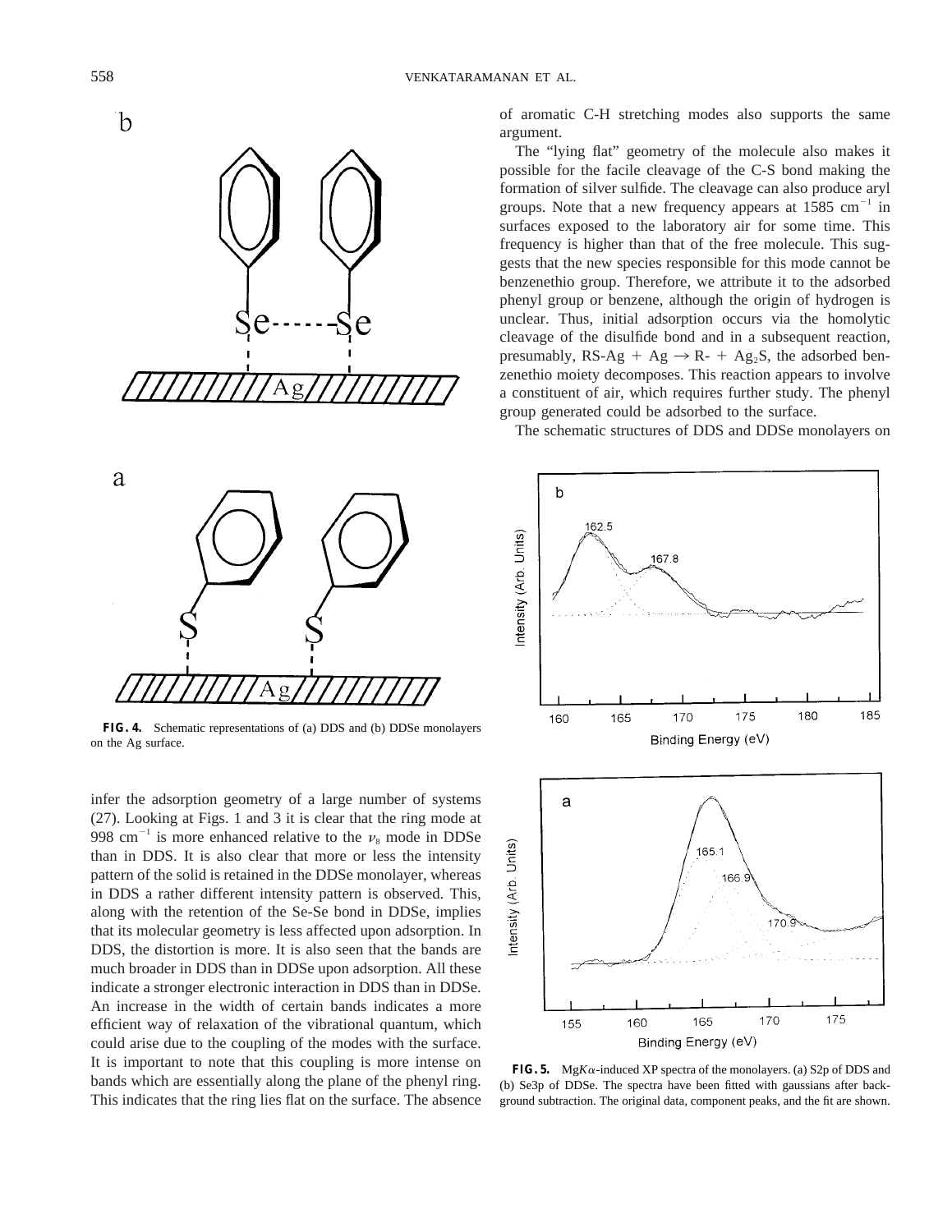of aromatic C-H stretching modes also supports the same argument.

The "lying flat" geometry of the molecule also makes it possible for the facile cleavage of the C-S bond making the formation of silver sulfide. The cleavage can also produce aryl groups. Note that a new frequency appears at 1585 $cm^{-1}$ in surfaces exposed to the laboratory air for some time. This frequency is higher than that of the free molecule. This suggests that the new species responsible for this mode cannot be benzenethio group. Therefore, we attribute it to the adsorbed phenyl group or benzene, although the origin of hydrogen is unclear. Thus, initial adsorption occurs via the homolytic cleavage of the disulfide bond and in a subsequent reaction, presumably, RS-Ag + Ag $\rightarrow$ R- + $Ag_2S$, the adsorbed benzenethio moiety decomposes. This reaction appears to involve a constituent of air, which requires further study. The phenyl group generated could be adsorbed to the surface.

The schematic structures of DDS and DDSe monolayers on infer the adsorption geometry of a large number of systems (27). Looking at Figs. 1 and 3 it is clear that the ring mode at 998 $cm^{-1}$ is more enhanced relative to the $\nu_8$ mode in DDSe than in DDS. It is also clear that more or less the intensity pattern of the solid is retained in the DDSe monolayer, whereas in DDS a rather different intensity pattern is observed. This, along with the retention of the Se-Se bond in DDSe, implies that its molecular geometry is less affected upon adsorption. In DDS, the distortion is more. It is also seen that the bands are much broader in DDS than in DDSe upon adsorption. All these indicate a stronger electronic interaction in DDS than in DDSe. An increase in the width of certain bands indicates a more efficient way of relaxation of the vibrational quantum, which could arise due to the coupling of the modes with the surface. It is important to note that this coupling is more intense on bands which are essentially along the plane of the phenyl ring. This indicates that the ring lies flat on the surface. The absence

**FIG. 4.** Schematic representations of (a) DDS and (b) DDSe monolayers on the Ag surface.

**FIG. 5.** Mg$K\alpha$-induced XP spectra of the monolayers. (a) S2p of DDS and (b) Se3p of DDSe. The spectra have been fitted with gaussians after background subtraction. The original data, component peaks, and the fit are shown.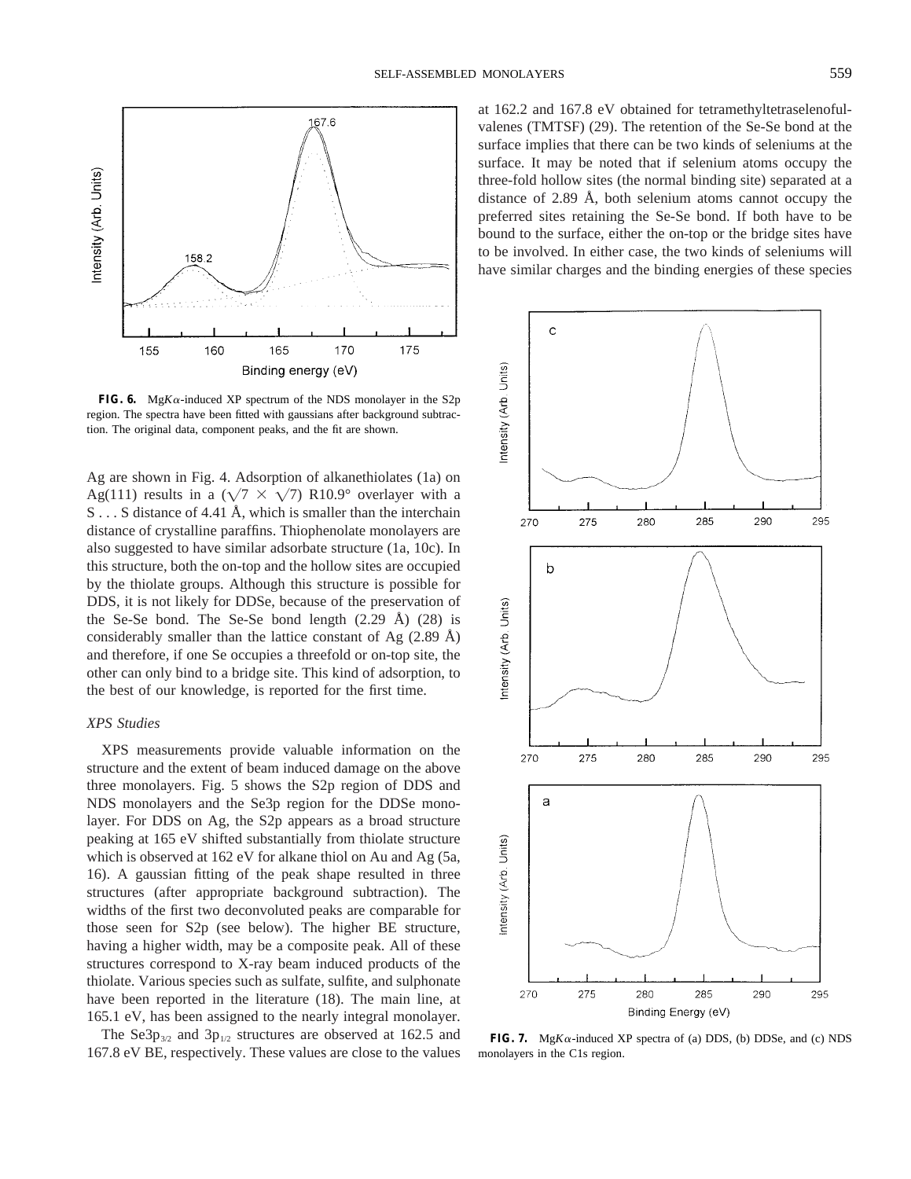**FIG. 6.** Mg$K\alpha$-induced XP spectrum of the NDS monolayer in the S2p region. The spectra have been fitted with gaussians after background subtraction. The original data, component peaks, and the fit are shown.

Ag are shown in Fig. 4. Adsorption of alkanethiolates (1a) on Ag(111) results in a ($\sqrt{7} \times \sqrt{7}$) R10.9° overlayer with a S . . . S distance of 4.41 Å, which is smaller than the interchain distance of crystalline paraffins. Thiophenolate monolayers are also suggested to have similar adsorbate structure (1a, 10c). In this structure, both the on-top and the hollow sites are occupied by the thiolate groups. Although this structure is possible for DDS, it is not likely for DDSe, because of the preservation of the Se-Se bond. The Se-Se bond length (2.29 Å) (28) is considerably smaller than the lattice constant of Ag (2.89 Å) and therefore, if one Se occupies a threefold or on-top site, the other can only bind to a bridge site. This kind of adsorption, to the best of our knowledge, is reported for the first time.

### *XPS Studies*

XPS measurements provide valuable information on the structure and the extent of beam induced damage on the above three monolayers. Fig. 5 shows the S2p region of DDS and NDS monolayers and the Se3p region for the DDSe monolayer. For DDS on Ag, the S2p appears as a broad structure peaking at 165 eV shifted substantially from thiolate structure which is observed at 162 eV for alkane thiol on Au and Ag (5a, 16). A gaussian fitting of the peak shape resulted in three structures (after appropriate background subtraction). The widths of the first two deconvoluted peaks are comparable for those seen for S2p (see below). The higher BE structure, having a higher width, may be a composite peak. All of these structures correspond to X-ray beam induced products of the thiolate. Various species such as sulfate, sulfite, and sulphonate have been reported in the literature (18). The main line, at 165.1 eV, has been assigned to the nearly integral monolayer.

The $Se3p_{3/2}$ and $3p_{1/2}$ structures are observed at 162.5 and 167.8 eV BE, respectively. These values are close to the values at 162.2 and 167.8 eV obtained for tetramethyltetraselenofulvalenes (TMTSF) (29). The retention of the Se-Se bond at the surface implies that there can be two kinds of seleniums at the surface. It may be noted that if selenium atoms occupy the three-fold hollow sites (the normal binding site) separated at a distance of 2.89 Å, both selenium atoms cannot occupy the preferred sites retaining the Se-Se bond. If both have to be bound to the surface, either the on-top or the bridge sites have to be involved. In either case, the two kinds of seleniums will have similar charges and the binding energies of these species

**FIG. 7.** Mg$K\alpha$-induced XP spectra of (a) DDS, (b) DDSe, and (c) NDS monolayers in the C1s region.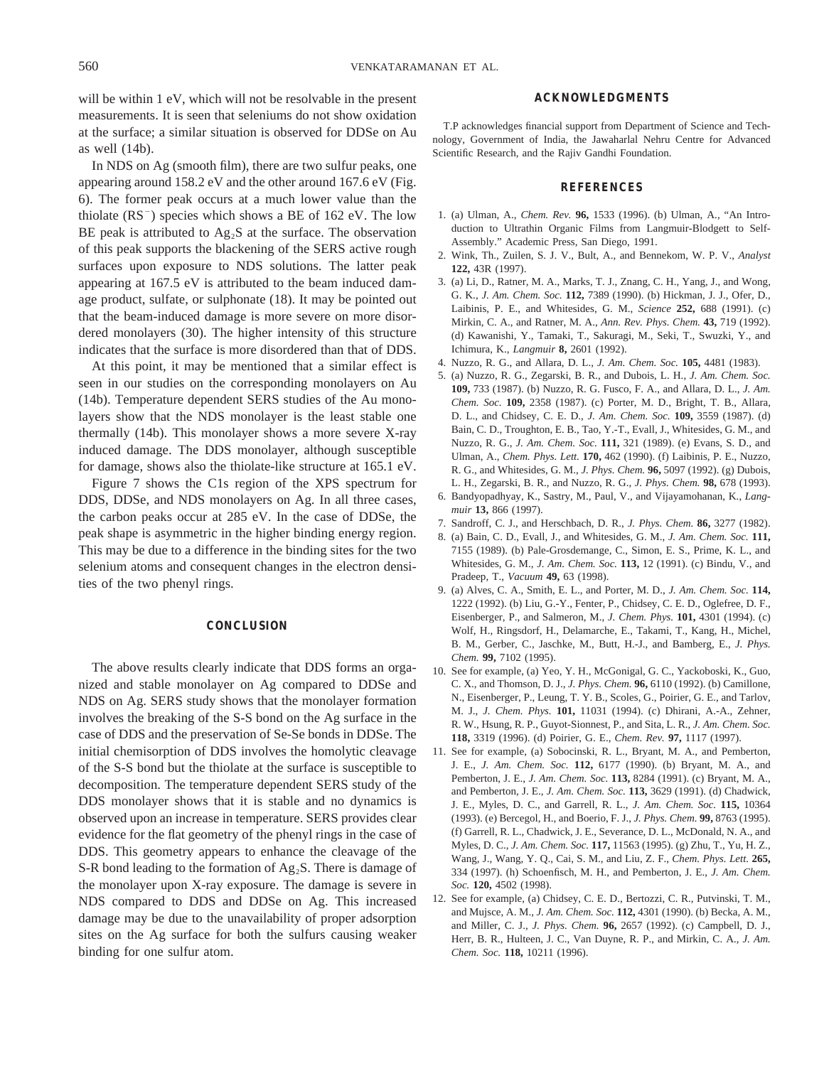will be within 1 eV, which will not be resolvable in the present measurements. It is seen that seleniums do not show oxidation at the surface; a similar situation is observed for DDSe on Au as well (14b).

In NDS on Ag (smooth film), there are two sulfur peaks, one appearing around 158.2 eV and the other around 167.6 eV (Fig. 6). The former peak occurs at a much lower value than the thiolate ($RS^-$) species which shows a BE of 162 eV. The low BE peak is attributed to $Ag_2S$ at the surface. The observation of this peak supports the blackening of the SERS active rough surfaces upon exposure to NDS solutions. The latter peak appearing at 167.5 eV is attributed to the beam induced damage product, sulfate, or sulphonate (18). It may be pointed out that the beam-induced damage is more severe on more disordered monolayers (30). The higher intensity of this structure indicates that the surface is more disordered than that of DDS.

At this point, it may be mentioned that a similar effect is seen in our studies on the corresponding monolayers on Au (14b). Temperature dependent SERS studies of the Au monolayers show that the NDS monolayer is the least stable one thermally (14b). This monolayer shows a more severe X-ray induced damage. The DDS monolayer, although susceptible for damage, shows also the thiolate-like structure at 165.1 eV.

Figure 7 shows the C1s region of the XPS spectrum for DDS, DDSe, and NDS monolayers on Ag. In all three cases, the carbon peaks occur at 285 eV. In the case of DDSe, the peak shape is asymmetric in the higher binding energy region. This may be due to a difference in the binding sites for the two selenium atoms and consequent changes in the electron densities of the two phenyl rings.

## CONCLUSION

The above results clearly indicate that DDS forms an organized and stable monolayer on Ag compared to DDSe and NDS on Ag. SERS study shows that the monolayer formation involves the breaking of the S-S bond on the Ag surface in the case of DDS and the preservation of Se-Se bonds in DDSe. The initial chemisorption of DDS involves the homolytic cleavage of the S-S bond but the thiolate at the surface is susceptible to decomposition. The temperature dependent SERS study of the DDS monolayer shows that it is stable and no dynamics is observed upon an increase in temperature. SERS provides clear evidence for the flat geometry of the phenyl rings in the case of DDS. This geometry appears to enhance the cleavage of the S-R bond leading to the formation of $Ag_2S$. There is damage of the monolayer upon X-ray exposure. The damage is severe in NDS compared to DDS and DDSe on Ag. This increased damage may be due to the unavailability of proper adsorption sites on the Ag surface for both the sulfurs causing weaker binding for one sulfur atom.

## ACKNOWLEDGMENTS

T.P acknowledges financial support from Department of Science and Technology, Government of India, the Jawaharlal Nehru Centre for Advanced Scientific Research, and the Rajiv Gandhi Foundation.

## REFERENCES

1. (a) Ulman, A., *Chem. Rev.* **96,** 1533 (1996). (b) Ulman, A., "An Introduction to Ultrathin Organic Films from Langmuir-Blodgett to Self-Assembly." Academic Press, San Diego, 1991.
2. Wink, Th., Zuilen, S. J. V., Bult, A., and Bennekom, W. P. V., *Analyst* **122,** 43R (1997).
3. (a) Li, D., Ratner, M. A., Marks, T. J., Znang, C. H., Yang, J., and Wong, G. K., *J. Am. Chem. Soc.* **112,** 7389 (1990). (b) Hickman, J. J., Ofer, D., Laibinis, P. E., and Whitesides, G. M., *Science* **252,** 688 (1991). (c) Mirkin, C. A., and Ratner, M. A., *Ann. Rev. Phys. Chem.* **43,** 719 (1992). (d) Kawanishi, Y., Tamaki, T., Sakuragi, M., Seki, T., Swuzki, Y., and Ichimura, K., *Langmuir* **8,** 2601 (1992).
4. Nuzzo, R. G., and Allara, D. L., *J. Am. Chem. Soc.* **105,** 4481 (1983).
5. (a) Nuzzo, R. G., Zegarski, B. R., and Dubois, L. H., *J. Am. Chem. Soc.* **109,** 733 (1987). (b) Nuzzo, R. G. Fusco, F. A., and Allara, D. L., *J. Am. Chem. Soc.* **109,** 2358 (1987). (c) Porter, M. D., Bright, T. B., Allara, D. L., and Chidsey, C. E. D., *J. Am. Chem. Soc.* **109,** 3559 (1987). (d) Bain, C. D., Troughton, E. B., Tao, Y.-T., Evall, J., Whitesides, G. M., and Nuzzo, R. G., *J. Am. Chem. Soc.* **111,** 321 (1989). (e) Evans, S. D., and Ulman, A., *Chem. Phys. Lett.* **170,** 462 (1990). (f) Laibinis, P. E., Nuzzo, R. G., and Whitesides, G. M., *J. Phys. Chem.* **96,** 5097 (1992). (g) Dubois, L. H., Zegarski, B. R., and Nuzzo, R. G., *J. Phys. Chem.* **98,** 678 (1993).
6. Bandyopadhyay, K., Sastry, M., Paul, V., and Vijayamohanan, K., *Langmuir* **13,** 866 (1997).
7. Sandroff, C. J., and Herschbach, D. R., *J. Phys. Chem.* **86,** 3277 (1982).
8. (a) Bain, C. D., Evall, J., and Whitesides, G. M., *J. Am. Chem. Soc.* **111,** 7155 (1989). (b) Pale-Grosdemange, C., Simon, E. S., Prime, K. L., and Whitesides, G. M., *J. Am. Chem. Soc.* **113,** 12 (1991). (c) Bindu, V., and Pradeep, T., *Vacuum* **49,** 63 (1998).
9. (a) Alves, C. A., Smith, E. L., and Porter, M. D., *J. Am. Chem. Soc.* **114,** 1222 (1992). (b) Liu, G.-Y., Fenter, P., Chidsey, C. E. D., Oglefree, D. F., Eisenberger, P., and Salmeron, M., *J. Chem. Phys.* **101,** 4301 (1994). (c) Wolf, H., Ringsdorf, H., Delamarche, E., Takami, T., Kang, H., Michel, B. M., Gerber, C., Jaschke, M., Butt, H.-J., and Bamberg, E., *J. Phys. Chem.* **99,** 7102 (1995).
10. See for example, (a) Yeo, Y. H., McGonigal, G. C., Yackoboski, K., Guo, C. X., and Thomson, D. J., *J. Phys. Chem.* **96,** 6110 (1992). (b) Camillone, N., Eisenberger, P., Leung, T. Y. B., Scoles, G., Poirier, G. E., and Tarlov, M. J., *J. Chem. Phys.* **101,** 11031 (1994). (c) Dhirani, A.-A., Zehner, R. W., Hsung, R. P., Guyot-Sionnest, P., and Sita, L. R., *J. Am. Chem. Soc.* **118,** 3319 (1996). (d) Poirier, G. E., *Chem. Rev.* **97,** 1117 (1997).
11. See for example, (a) Sobocinski, R. L., Bryant, M. A., and Pemberton, J. E., *J. Am. Chem. Soc.* **112,** 6177 (1990). (b) Bryant, M. A., and Pemberton, J. E., *J. Am. Chem. Soc.* **113,** 8284 (1991). (c) Bryant, M. A., and Pemberton, J. E., *J. Am. Chem. Soc.* **113,** 3629 (1991). (d) Chadwick, J. E., Myles, D. C., and Garrell, R. L., *J. Am. Chem. Soc.* **115,** 10364 (1993). (e) Bercegol, H., and Boerio, F. J., *J. Phys. Chem.* **99,** 8763 (1995). (f) Garrell, R. L., Chadwick, J. E., Severance, D. L., McDonald, N. A., and Myles, D. C., *J. Am. Chem. Soc.* **117,** 11563 (1995). (g) Zhu, T., Yu, H. Z., Wang, J., Wang, Y. Q., Cai, S. M., and Liu, Z. F., *Chem. Phys. Lett.* **265,** 334 (1997). (h) Schoenfisch, M. H., and Pemberton, J. E., *J. Am. Chem. Soc.* **120,** 4502 (1998).
12. See for example, (a) Chidsey, C. E. D., Bertozzi, C. R., Putvinski, T. M., and Mujsce, A. M., *J. Am. Chem. Soc.* **112,** 4301 (1990). (b) Becka, A. M., and Miller, C. J., *J. Phys. Chem.* **96,** 2657 (1992). (c) Campbell, D. J., Herr, B. R., Hulteen, J. C., Van Duyne, R. P., and Mirkin, C. A., *J. Am. Chem. Soc.* **118,** 10211 (1996).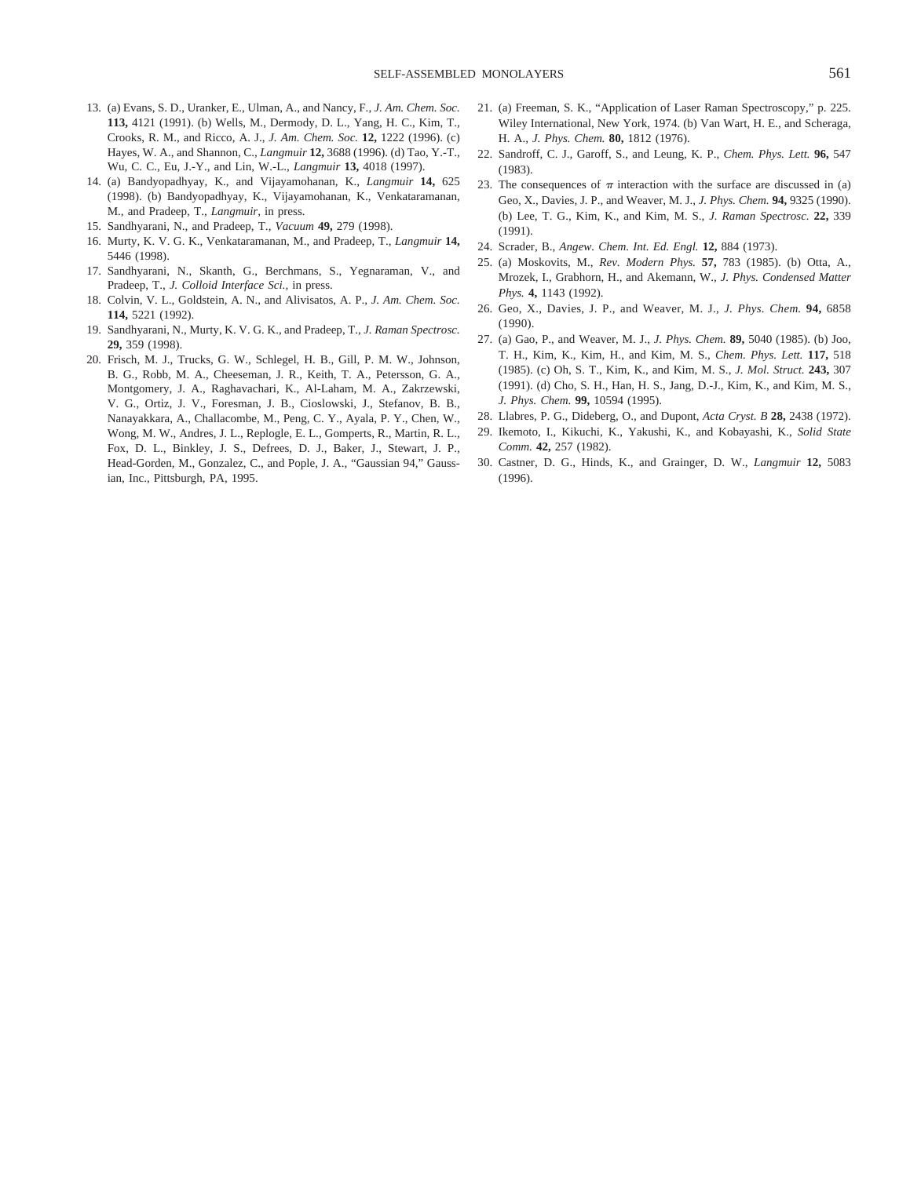13. (a) Evans, S. D., Uranker, E., Ulman, A., and Nancy, F., *J. Am. Chem. Soc.* **113,** 4121 (1991). (b) Wells, M., Dermody, D. L., Yang, H. C., Kim, T., Crooks, R. M., and Ricco, A. J., *J. Am. Chem. Soc.* **12,** 1222 (1996). (c) Hayes, W. A., and Shannon, C., *Langmuir* **12,** 3688 (1996). (d) Tao, Y.-T., Wu, C. C., Eu, J.-Y., and Lin, W.-L., *Langmuir* **13,** 4018 (1997).
14. (a) Bandyopadhyay, K., and Vijayamohanan, K., *Langmuir* **14,** 625 (1998). (b) Bandyopadhyay, K., Vijayamohanan, K., Venkataramanan, M., and Pradeep, T., *Langmuir*, in press.
15. Sandhyarani, N., and Pradeep, T., *Vacuum* **49,** 279 (1998).
16. Murty, K. V. G. K., Venkataramanan, M., and Pradeep, T., *Langmuir* **14,** 5446 (1998).
17. Sandhyarani, N., Skanth, G., Berchmans, S., Yegnaraman, V., and Pradeep, T., *J. Colloid Interface Sci.*, in press.
18. Colvin, V. L., Goldstein, A. N., and Alivisatos, A. P., *J. Am. Chem. Soc.* **114,** 5221 (1992).
19. Sandhyarani, N., Murty, K. V. G. K., and Pradeep, T., *J. Raman Spectrosc.* **29,** 359 (1998).
20. Frisch, M. J., Trucks, G. W., Schlegel, H. B., Gill, P. M. W., Johnson, B. G., Robb, M. A., Cheeseman, J. R., Keith, T. A., Petersson, G. A., Montgomery, J. A., Raghavachari, K., Al-Laham, M. A., Zakrzewski, V. G., Ortiz, J. V., Foresman, J. B., Cioslowski, J., Stefanov, B. B., Nanayakkara, A., Challacombe, M., Peng, C. Y., Ayala, P. Y., Chen, W., Wong, M. W., Andres, J. L., Replogle, E. L., Gomperts, R., Martin, R. L., Fox, D. L., Binkley, J. S., Defrees, D. J., Baker, J., Stewart, J. P., Head-Gorden, M., Gonzalez, C., and Pople, J. A., "Gaussian 94," Gaussian, Inc., Pittsburgh, PA, 1995.
21. (a) Freeman, S. K., "Application of Laser Raman Spectroscopy," p. 225. Wiley International, New York, 1974. (b) Van Wart, H. E., and Scheraga, H. A., *J. Phys. Chem.* **80,** 1812 (1976).
22. Sandroff, C. J., Garoff, S., and Leung, K. P., *Chem. Phys. Lett.* **96,** 547 (1983).
23. The consequences of $\pi$ interaction with the surface are discussed in (a) Geo, X., Davies, J. P., and Weaver, M. J., *J. Phys. Chem.* **94,** 9325 (1990). (b) Lee, T. G., Kim, K., and Kim, M. S., *J. Raman Spectrosc.* **22,** 339 (1991).
24. Scrader, B., *Angew. Chem. Int. Ed. Engl.* **12,** 884 (1973).
25. (a) Moskovits, M., *Rev. Modern Phys.* **57,** 783 (1985). (b) Otta, A., Mrozek, I., Grabhorn, H., and Akemann, W., *J. Phys. Condensed Matter Phys.* **4,** 1143 (1992).
26. Geo, X., Davies, J. P., and Weaver, M. J., *J. Phys. Chem.* **94,** 6858 (1990).
27. (a) Gao, P., and Weaver, M. J., *J. Phys. Chem.* **89,** 5040 (1985). (b) Joo, T. H., Kim, K., Kim, H., and Kim, M. S., *Chem. Phys. Lett.* **117,** 518 (1985). (c) Oh, S. T., Kim, K., and Kim, M. S., *J. Mol. Struct.* **243,** 307 (1991). (d) Cho, S. H., Han, H. S., Jang, D.-J., Kim, K., and Kim, M. S., *J. Phys. Chem.* **99,** 10594 (1995).
28. Llabres, P. G., Dideberg, O., and Dupont, *Acta Cryst. B* **28,** 2438 (1972).
29. Ikemoto, I., Kikuchi, K., Yakushi, K., and Kobayashi, K., *Solid State Comm.* **42,** 257 (1982).
30. Castner, D. G., Hinds, K., and Grainger, D. W., *Langmuir* **12,** 5083 (1996).